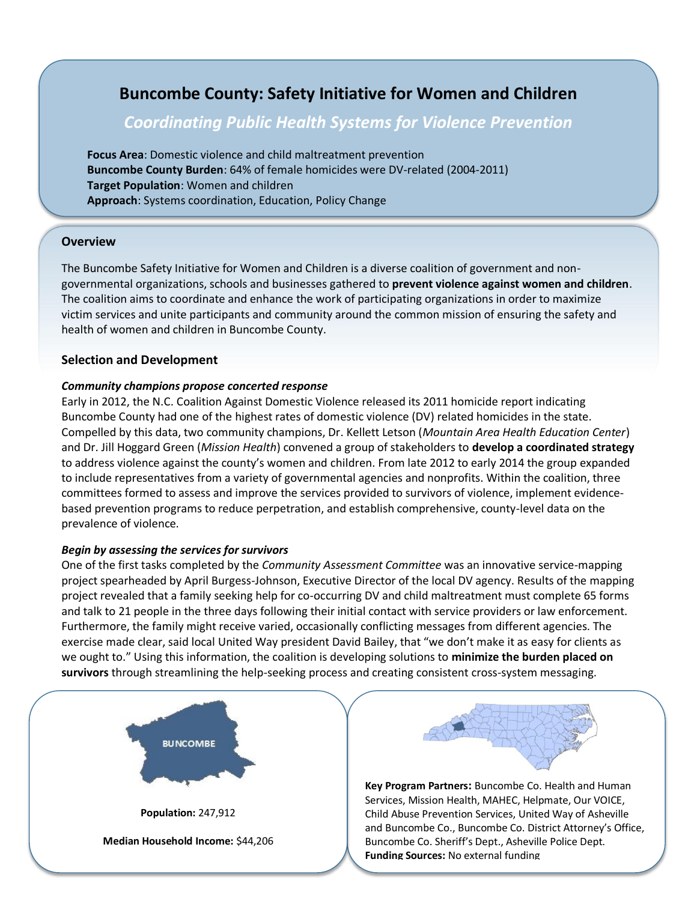# Buncombe County: Safety Initiative for Women and Children

## *Coordinating Public Health Systems for Violence Prevention*

**Focus Area**: Domestic violence and child maltreatment prevention
**Buncombe County Burden**: 64% of female homicides were DV-related (2004-2011)
**Target Population**: Women and children
**Approach**: Systems coordination, Education, Policy Change

### Overview

The Buncombe Safety Initiative for Women and Children is a diverse coalition of government and non-governmental organizations, schools and businesses gathered to **prevent violence against women and children**. The coalition aims to coordinate and enhance the work of participating organizations in order to maximize victim services and unite participants and community around the common mission of ensuring the safety and health of women and children in Buncombe County.

### Selection and Development

***Community champions propose concerted response***

Early in 2012, the N.C. Coalition Against Domestic Violence released its 2011 homicide report indicating Buncombe County had one of the highest rates of domestic violence (DV) related homicides in the state. Compelled by this data, two community champions, Dr. Kellett Letson (*Mountain Area Health Education Center*) and Dr. Jill Hoggard Green (*Mission Health*) convened a group of stakeholders to **develop a coordinated strategy** to address violence against the county's women and children. From late 2012 to early 2014 the group expanded to include representatives from a variety of governmental agencies and nonprofits. Within the coalition, three committees formed to assess and improve the services provided to survivors of violence, implement evidence-based prevention programs to reduce perpetration, and establish comprehensive, county-level data on the prevalence of violence.

***Begin by assessing the services for survivors***

One of the first tasks completed by the *Community Assessment Committee* was an innovative service-mapping project spearheaded by April Burgess-Johnson, Executive Director of the local DV agency. Results of the mapping project revealed that a family seeking help for co-occurring DV and child maltreatment must complete 65 forms and talk to 21 people in the three days following their initial contact with service providers or law enforcement. Furthermore, the family might receive varied, occasionally conflicting messages from different agencies. The exercise made clear, said local United Way president David Bailey, that "we don't make it as easy for clients as we ought to." Using this information, the coalition is developing solutions to **minimize the burden placed on survivors** through streamlining the help-seeking process and creating consistent cross-system messaging.

BUNCOMBE

**Population:** 247,912

**Median Household Income:** $44,206

**Key Program Partners:** Buncombe Co. Health and Human Services, Mission Health, MAHEC, Helpmate, Our VOICE, Child Abuse Prevention Services, United Way of Asheville and Buncombe Co., Buncombe Co. District Attorney's Office, Buncombe Co. Sheriff's Dept., Asheville Police Dept.
**Funding Sources:** No external funding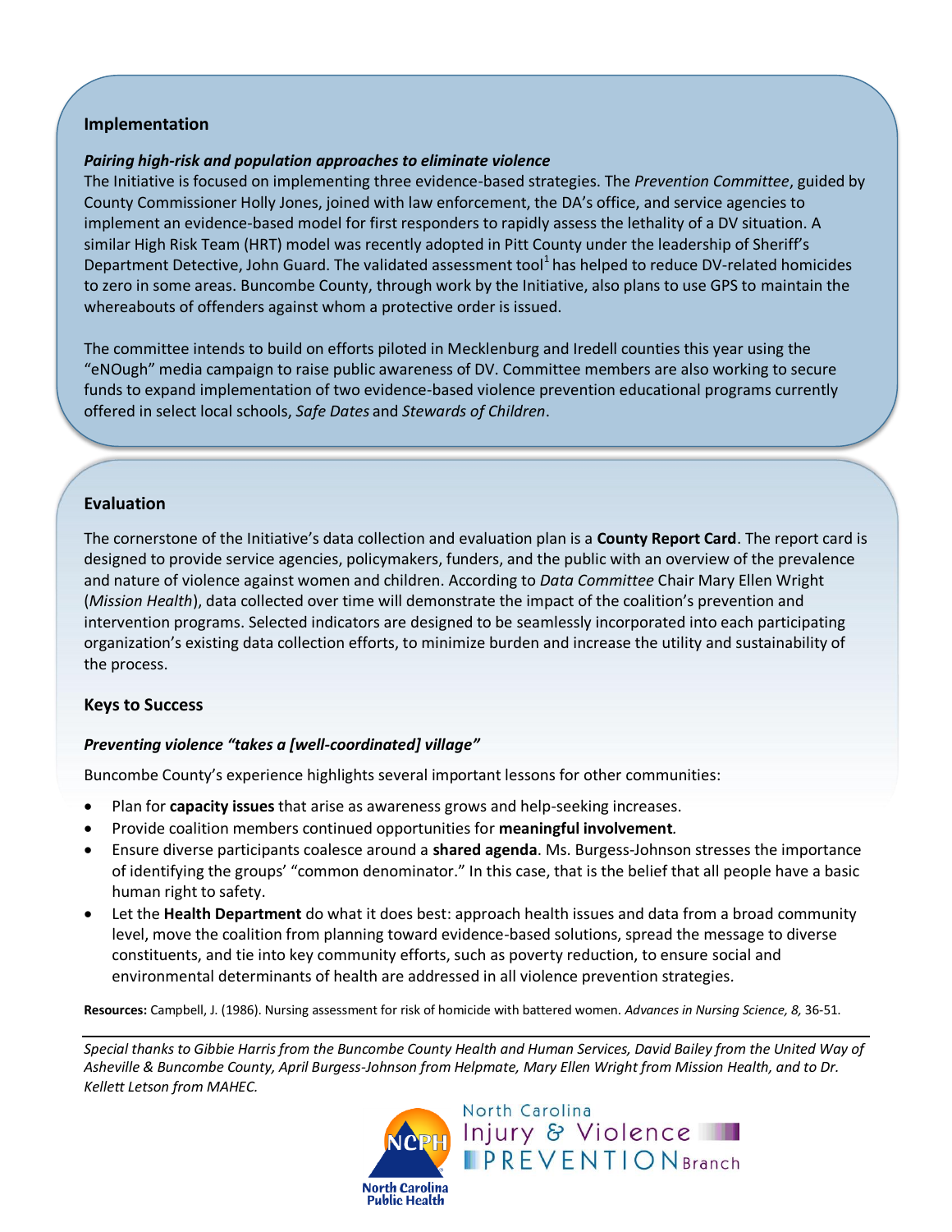## Implementation

***Pairing high-risk and population approaches to eliminate violence***

The Initiative is focused on implementing three evidence-based strategies. The *Prevention Committee*, guided by County Commissioner Holly Jones, joined with law enforcement, the DA's office, and service agencies to implement an evidence-based model for first responders to rapidly assess the lethality of a DV situation. A similar High Risk Team (HRT) model was recently adopted in Pitt County under the leadership of Sheriff's Department Detective, John Guard. The validated assessment tool[1] has helped to reduce DV-related homicides to zero in some areas. Buncombe County, through work by the Initiative, also plans to use GPS to maintain the whereabouts of offenders against whom a protective order is issued.

The committee intends to build on efforts piloted in Mecklenburg and Iredell counties this year using the "eNOugh" media campaign to raise public awareness of DV. Committee members are also working to secure funds to expand implementation of two evidence-based violence prevention educational programs currently offered in select local schools, *Safe Dates* and *Stewards of Children*.

## Evaluation

The cornerstone of the Initiative's data collection and evaluation plan is a **County Report Card**. The report card is designed to provide service agencies, policymakers, funders, and the public with an overview of the prevalence and nature of violence against women and children. According to *Data Committee* Chair Mary Ellen Wright (*Mission Health*), data collected over time will demonstrate the impact of the coalition's prevention and intervention programs. Selected indicators are designed to be seamlessly incorporated into each participating organization's existing data collection efforts, to minimize burden and increase the utility and sustainability of the process.

## Keys to Success

***Preventing violence "takes a [well-coordinated] village"***

Buncombe County's experience highlights several important lessons for other communities:

- Plan for **capacity issues** that arise as awareness grows and help-seeking increases.
- Provide coalition members continued opportunities for **meaningful involvement**.
- Ensure diverse participants coalesce around a **shared agenda**. Ms. Burgess-Johnson stresses the importance of identifying the groups' "common denominator." In this case, that is the belief that all people have a basic human right to safety.
- Let the **Health Department** do what it does best: approach health issues and data from a broad community level, move the coalition from planning toward evidence-based solutions, spread the message to diverse constituents, and tie into key community efforts, such as poverty reduction, to ensure social and environmental determinants of health are addressed in all violence prevention strategies.

**Resources:** Campbell, J. (1986). Nursing assessment for risk of homicide with battered women. *Advances in Nursing Science, 8,* 36-51.

---

*Special thanks to Gibbie Harris from the Buncombe County Health and Human Services, David Bailey from the United Way of Asheville & Buncombe County, April Burgess-Johnson from Helpmate, Mary Ellen Wright from Mission Health, and to Dr. Kellett Letson from MAHEC.*

NCPH North Carolina Public Health

North Carolina Injury & Violence PREVENTION Branch